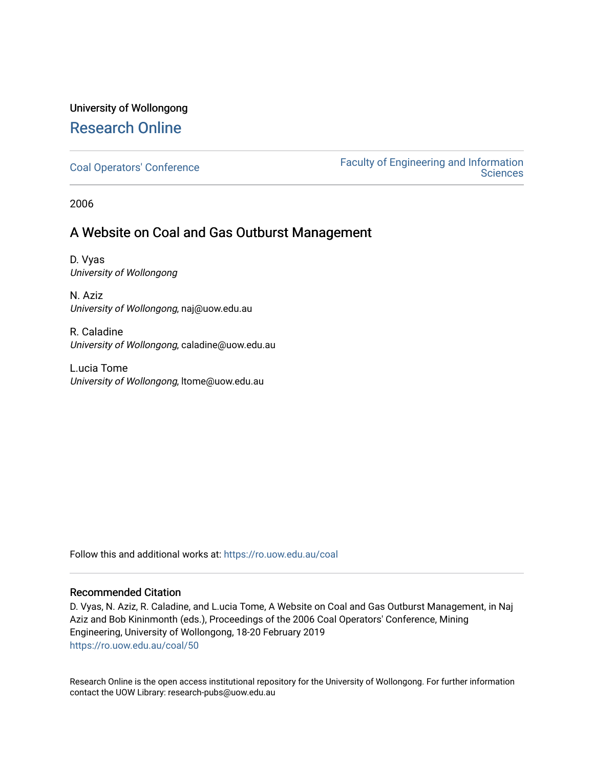University of Wollongong

# Research Online

Coal Operators' Conference

Faculty of Engineering and Information Sciences

2006

## A Website on Coal and Gas Outburst Management

D. Vyas
*University of Wollongong*

N. Aziz
*University of Wollongong*, naj@uow.edu.au

R. Caladine
*University of Wollongong*, caladine@uow.edu.au

L.ucia Tome
*University of Wollongong*, ltome@uow.edu.au

Follow this and additional works at: https://ro.uow.edu.au/coal

### Recommended Citation

D. Vyas, N. Aziz, R. Caladine, and L.ucia Tome, A Website on Coal and Gas Outburst Management, in Naj Aziz and Bob Kininmonth (eds.), Proceedings of the 2006 Coal Operators' Conference, Mining Engineering, University of Wollongong, 18-20 February 2019
https://ro.uow.edu.au/coal/50

Research Online is the open access institutional repository for the University of Wollongong. For further information contact the UOW Library: research-pubs@uow.edu.au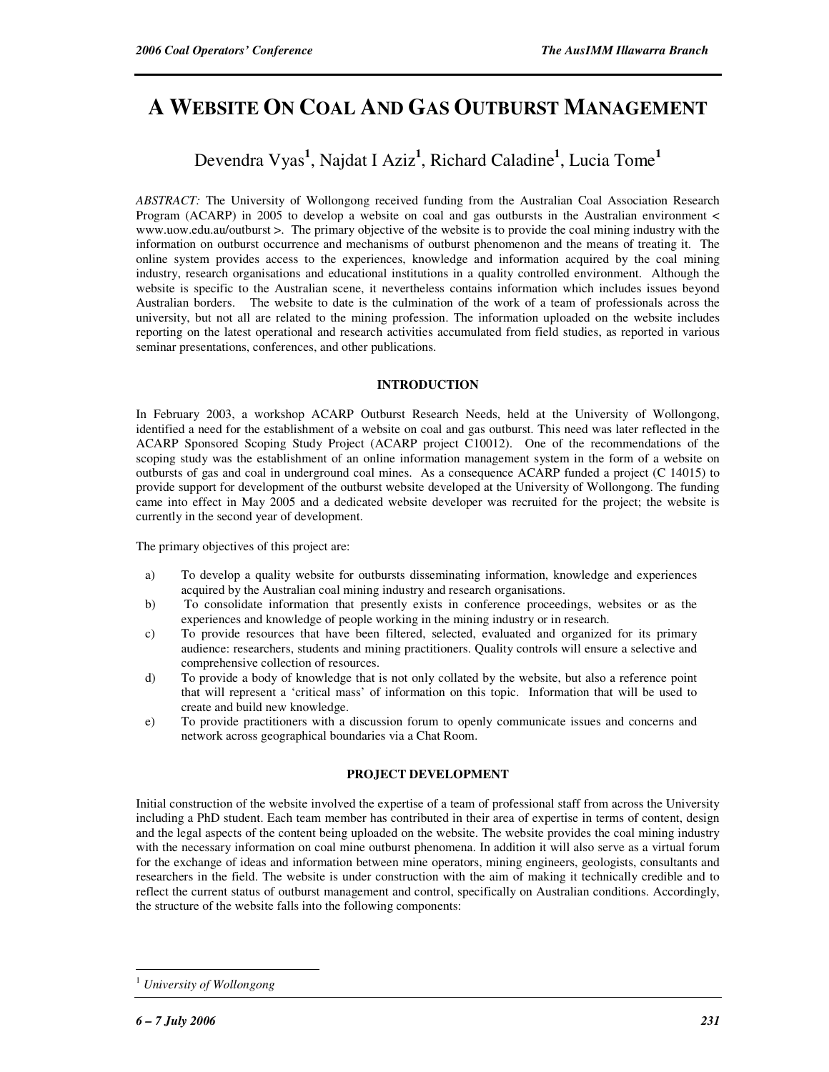# A WEBSITE ON COAL AND GAS OUTBURST MANAGEMENT

Devendra Vyas[1], Najdat I Aziz[1], Richard Caladine[1], Lucia Tome[1]

*ABSTRACT:* The University of Wollongong received funding from the Australian Coal Association Research Program (ACARP) in 2005 to develop a website on coal and gas outbursts in the Australian environment < www.uow.edu.au/outburst >. The primary objective of the website is to provide the coal mining industry with the information on outburst occurrence and mechanisms of outburst phenomenon and the means of treating it. The online system provides access to the experiences, knowledge and information acquired by the coal mining industry, research organisations and educational institutions in a quality controlled environment. Although the website is specific to the Australian scene, it nevertheless contains information which includes issues beyond Australian borders. The website to date is the culmination of the work of a team of professionals across the university, but not all are related to the mining profession. The information uploaded on the website includes reporting on the latest operational and research activities accumulated from field studies, as reported in various seminar presentations, conferences, and other publications.

## INTRODUCTION

In February 2003, a workshop ACARP Outburst Research Needs, held at the University of Wollongong, identified a need for the establishment of a website on coal and gas outburst. This need was later reflected in the ACARP Sponsored Scoping Study Project (ACARP project C10012). One of the recommendations of the scoping study was the establishment of an online information management system in the form of a website on outbursts of gas and coal in underground coal mines. As a consequence ACARP funded a project (C 14015) to provide support for development of the outburst website developed at the University of Wollongong. The funding came into effect in May 2005 and a dedicated website developer was recruited for the project; the website is currently in the second year of development.

The primary objectives of this project are:

a) To develop a quality website for outbursts disseminating information, knowledge and experiences acquired by the Australian coal mining industry and research organisations.
b) To consolidate information that presently exists in conference proceedings, websites or as the experiences and knowledge of people working in the mining industry or in research.
c) To provide resources that have been filtered, selected, evaluated and organized for its primary audience: researchers, students and mining practitioners. Quality controls will ensure a selective and comprehensive collection of resources.
d) To provide a body of knowledge that is not only collated by the website, but also a reference point that will represent a 'critical mass' of information on this topic. Information that will be used to create and build new knowledge.
e) To provide practitioners with a discussion forum to openly communicate issues and concerns and network across geographical boundaries via a Chat Room.

## PROJECT DEVELOPMENT

Initial construction of the website involved the expertise of a team of professional staff from across the University including a PhD student. Each team member has contributed in their area of expertise in terms of content, design and the legal aspects of the content being uploaded on the website. The website provides the coal mining industry with the necessary information on coal mine outburst phenomena. In addition it will also serve as a virtual forum for the exchange of ideas and information between mine operators, mining engineers, geologists, consultants and researchers in the field. The website is under construction with the aim of making it technically credible and to reflect the current status of outburst management and control, specifically on Australian conditions. Accordingly, the structure of the website falls into the following components:

[1] *University of Wollongong*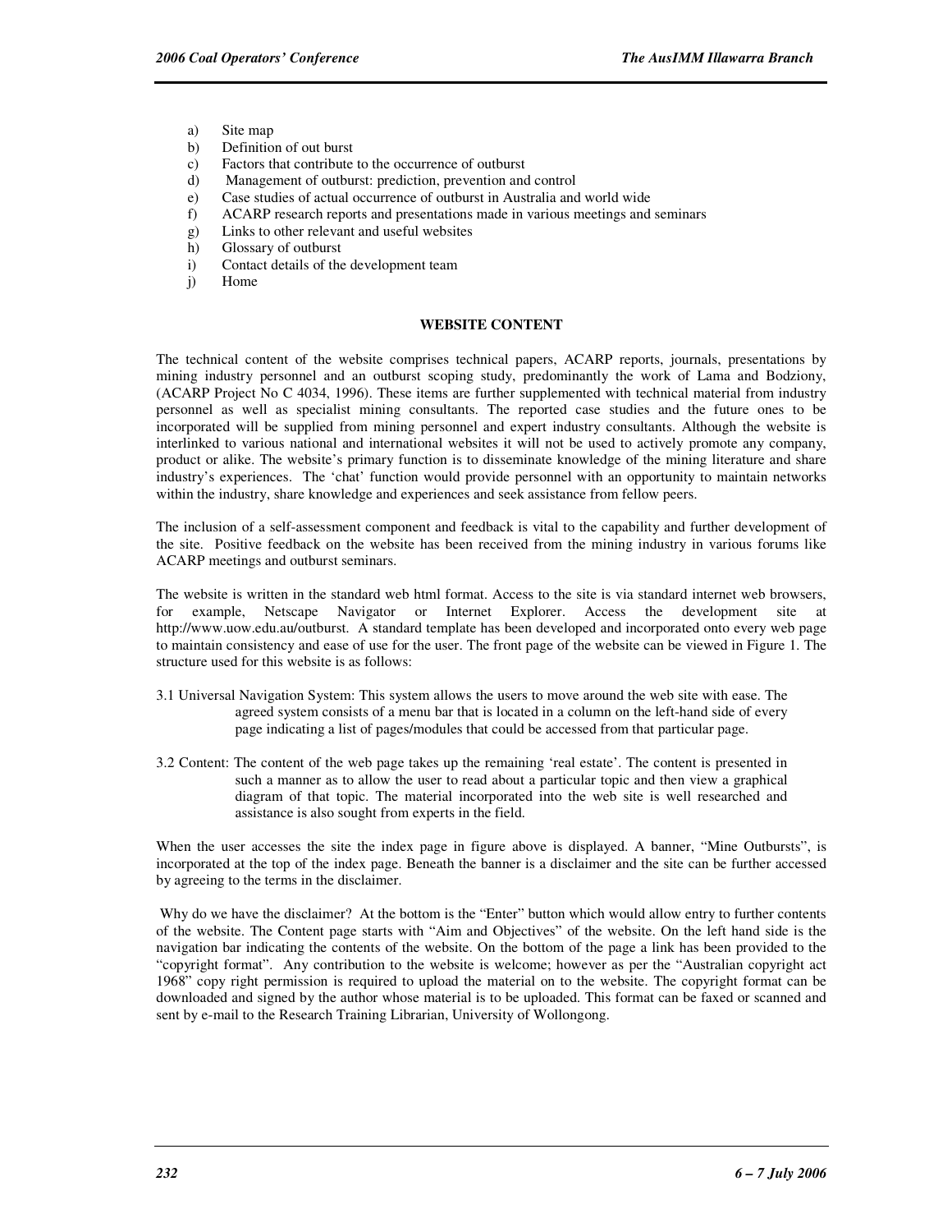a) Site map
b) Definition of out burst
c) Factors that contribute to the occurrence of outburst
d) Management of outburst: prediction, prevention and control
e) Case studies of actual occurrence of outburst in Australia and world wide
f) ACARP research reports and presentations made in various meetings and seminars
g) Links to other relevant and useful websites
h) Glossary of outburst
i) Contact details of the development team
j) Home

## WEBSITE CONTENT

The technical content of the website comprises technical papers, ACARP reports, journals, presentations by mining industry personnel and an outburst scoping study, predominantly the work of Lama and Bodziony, (ACARP Project No C 4034, 1996). These items are further supplemented with technical material from industry personnel as well as specialist mining consultants. The reported case studies and the future ones to be incorporated will be supplied from mining personnel and expert industry consultants. Although the website is interlinked to various national and international websites it will not be used to actively promote any company, product or alike. The website's primary function is to disseminate knowledge of the mining literature and share industry's experiences. The 'chat' function would provide personnel with an opportunity to maintain networks within the industry, share knowledge and experiences and seek assistance from fellow peers.

The inclusion of a self-assessment component and feedback is vital to the capability and further development of the site. Positive feedback on the website has been received from the mining industry in various forums like ACARP meetings and outburst seminars.

The website is written in the standard web html format. Access to the site is via standard internet web browsers, for example, Netscape Navigator or Internet Explorer. Access the development site at http://www.uow.edu.au/outburst. A standard template has been developed and incorporated onto every web page to maintain consistency and ease of use for the user. The front page of the website can be viewed in Figure 1. The structure used for this website is as follows:

3.1 Universal Navigation System: This system allows the users to move around the web site with ease. The agreed system consists of a menu bar that is located in a column on the left-hand side of every page indicating a list of pages/modules that could be accessed from that particular page.

3.2 Content: The content of the web page takes up the remaining 'real estate'. The content is presented in such a manner as to allow the user to read about a particular topic and then view a graphical diagram of that topic. The material incorporated into the web site is well researched and assistance is also sought from experts in the field.

When the user accesses the site the index page in figure above is displayed. A banner, "Mine Outbursts", is incorporated at the top of the index page. Beneath the banner is a disclaimer and the site can be further accessed by agreeing to the terms in the disclaimer.

Why do we have the disclaimer? At the bottom is the "Enter" button which would allow entry to further contents of the website. The Content page starts with "Aim and Objectives" of the website. On the left hand side is the navigation bar indicating the contents of the website. On the bottom of the page a link has been provided to the "copyright format". Any contribution to the website is welcome; however as per the "Australian copyright act 1968" copy right permission is required to upload the material on to the website. The copyright format can be downloaded and signed by the author whose material is to be uploaded. This format can be faxed or scanned and sent by e-mail to the Research Training Librarian, University of Wollongong.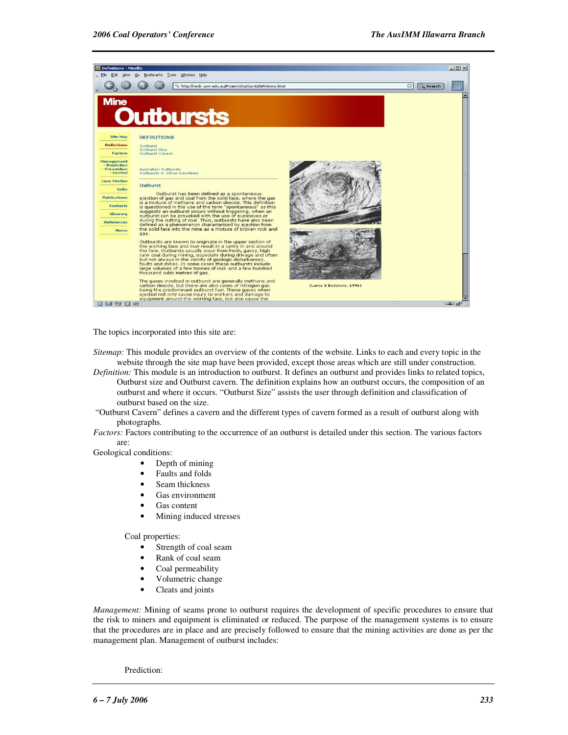The topics incorporated into this site are:

*Sitemap:* This module provides an overview of the contents of the website. Links to each and every topic in the website through the site map have been provided, except those areas which are still under construction.

*Definition:* This module is an introduction to outburst. It defines an outburst and provides links to related topics, Outburst size and Outburst cavern. The definition explains how an outburst occurs, the composition of an outburst and where it occurs. "Outburst Size" assists the user through definition and classification of outburst based on the size.

"Outburst Cavern" defines a cavern and the different types of cavern formed as a result of outburst along with photographs.

*Factors:* Factors contributing to the occurrence of an outburst is detailed under this section. The various factors are:

Geological conditions:

- Depth of mining
- Faults and folds
- Seam thickness
- Gas environment
- Gas content
- Mining induced stresses

Coal properties:

- Strength of coal seam
- Rank of coal seam
- Coal permeability
- Volumetric change
- Cleats and joints

*Management:* Mining of seams prone to outburst requires the development of specific procedures to ensure that the risk to miners and equipment is eliminated or reduced. The purpose of the management systems is to ensure that the procedures are in place and are precisely followed to ensure that the mining activities are done as per the management plan. Management of outburst includes:

Prediction: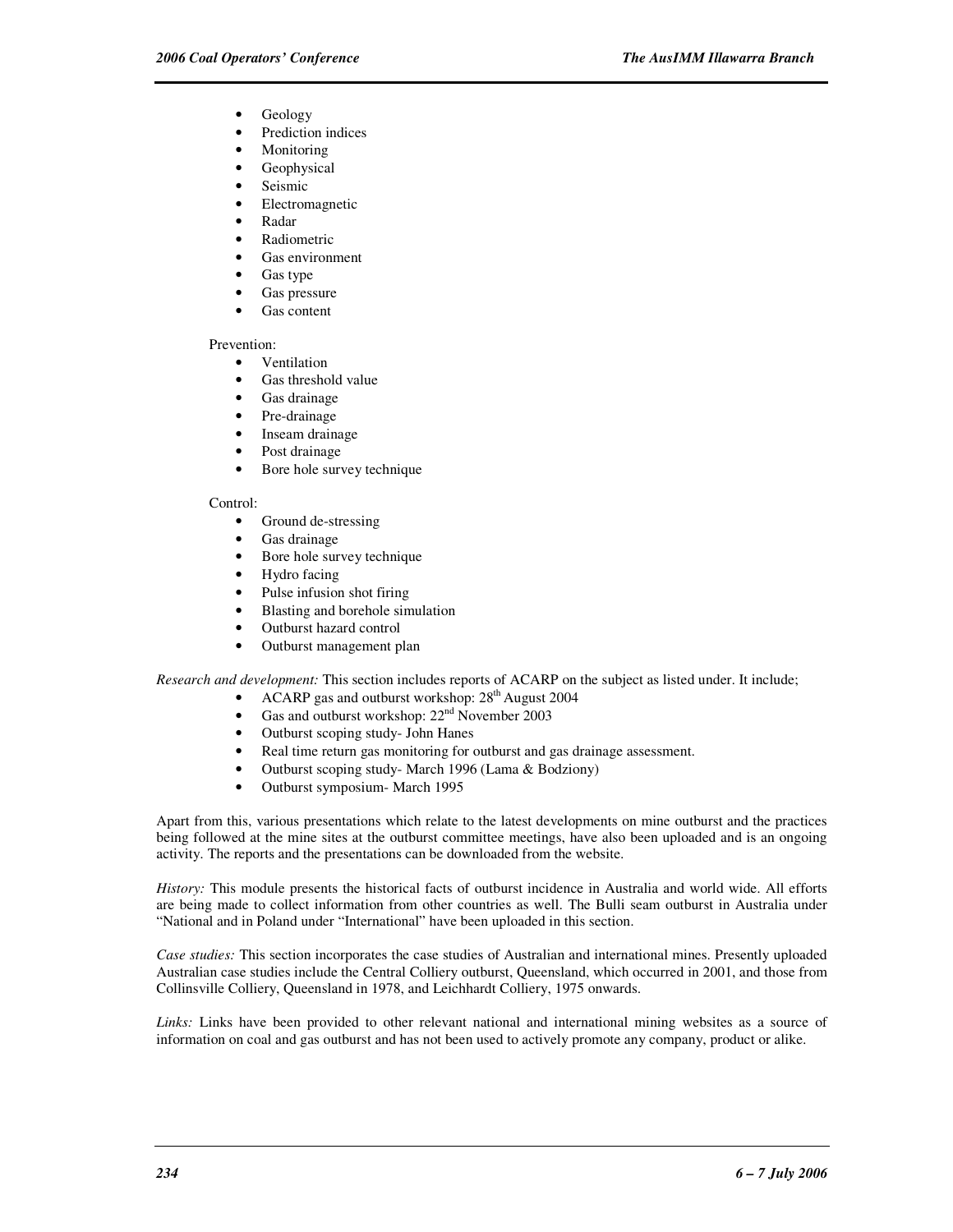- Geology
- Prediction indices
- Monitoring
- Geophysical
- Seismic
- Electromagnetic
- Radar
- Radiometric
- Gas environment
- Gas type
- Gas pressure
- Gas content

Prevention:

- Ventilation
- Gas threshold value
- Gas drainage
- Pre-drainage
- Inseam drainage
- Post drainage
- Bore hole survey technique

Control:

- Ground de-stressing
- Gas drainage
- Bore hole survey technique
- Hydro facing
- Pulse infusion shot firing
- Blasting and borehole simulation
- Outburst hazard control
- Outburst management plan

*Research and development:* This section includes reports of ACARP on the subject as listed under. It include;

- ACARP gas and outburst workshop: 28th August 2004
- Gas and outburst workshop: 22nd November 2003
- Outburst scoping study- John Hanes
- Real time return gas monitoring for outburst and gas drainage assessment.
- Outburst scoping study- March 1996 (Lama & Bodziony)
- Outburst symposium- March 1995

Apart from this, various presentations which relate to the latest developments on mine outburst and the practices being followed at the mine sites at the outburst committee meetings, have also been uploaded and is an ongoing activity. The reports and the presentations can be downloaded from the website.

*History:* This module presents the historical facts of outburst incidence in Australia and world wide. All efforts are being made to collect information from other countries as well. The Bulli seam outburst in Australia under "National and in Poland under "International" have been uploaded in this section.

*Case studies:* This section incorporates the case studies of Australian and international mines. Presently uploaded Australian case studies include the Central Colliery outburst, Queensland, which occurred in 2001, and those from Collinsville Colliery, Queensland in 1978, and Leichhardt Colliery, 1975 onwards.

*Links:* Links have been provided to other relevant national and international mining websites as a source of information on coal and gas outburst and has not been used to actively promote any company, product or alike.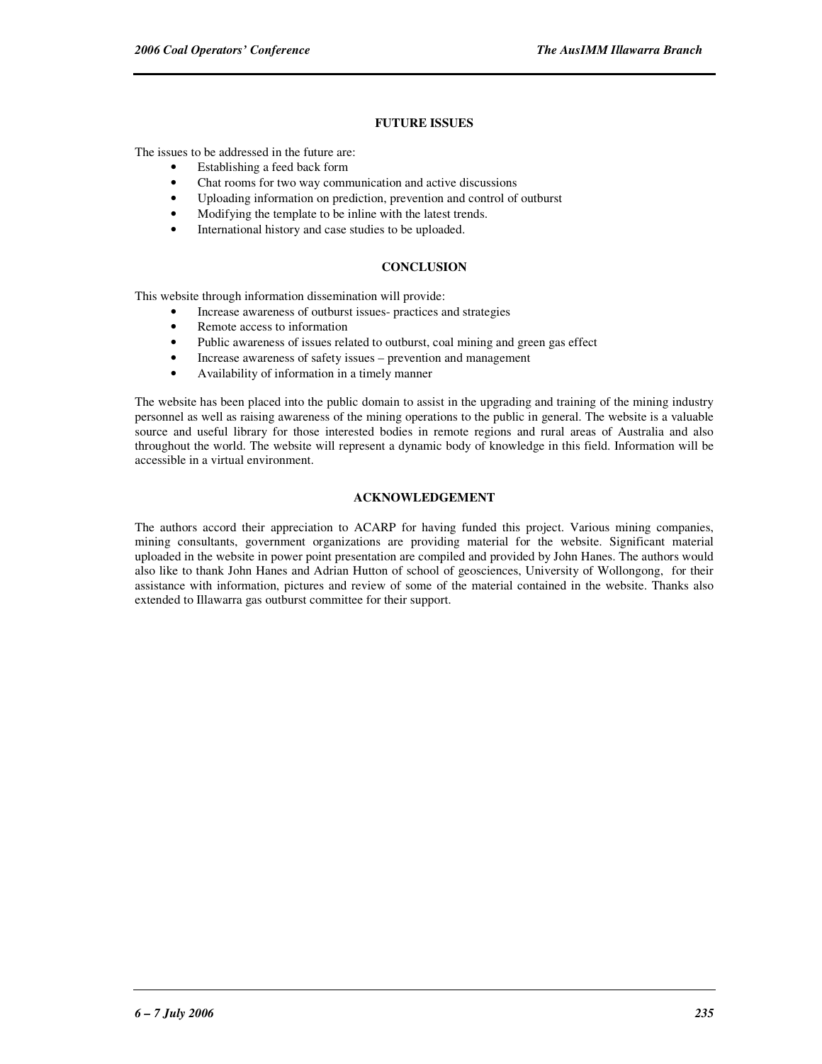## FUTURE ISSUES

The issues to be addressed in the future are:

- Establishing a feed back form
- Chat rooms for two way communication and active discussions
- Uploading information on prediction, prevention and control of outburst
- Modifying the template to be inline with the latest trends.
- International history and case studies to be uploaded.

## CONCLUSION

This website through information dissemination will provide:

- Increase awareness of outburst issues- practices and strategies
- Remote access to information
- Public awareness of issues related to outburst, coal mining and green gas effect
- Increase awareness of safety issues – prevention and management
- Availability of information in a timely manner

The website has been placed into the public domain to assist in the upgrading and training of the mining industry personnel as well as raising awareness of the mining operations to the public in general. The website is a valuable source and useful library for those interested bodies in remote regions and rural areas of Australia and also throughout the world. The website will represent a dynamic body of knowledge in this field. Information will be accessible in a virtual environment.

## ACKNOWLEDGEMENT

The authors accord their appreciation to ACARP for having funded this project. Various mining companies, mining consultants, government organizations are providing material for the website. Significant material uploaded in the website in power point presentation are compiled and provided by John Hanes. The authors would also like to thank John Hanes and Adrian Hutton of school of geosciences, University of Wollongong, for their assistance with information, pictures and review of some of the material contained in the website. Thanks also extended to Illawarra gas outburst committee for their support.